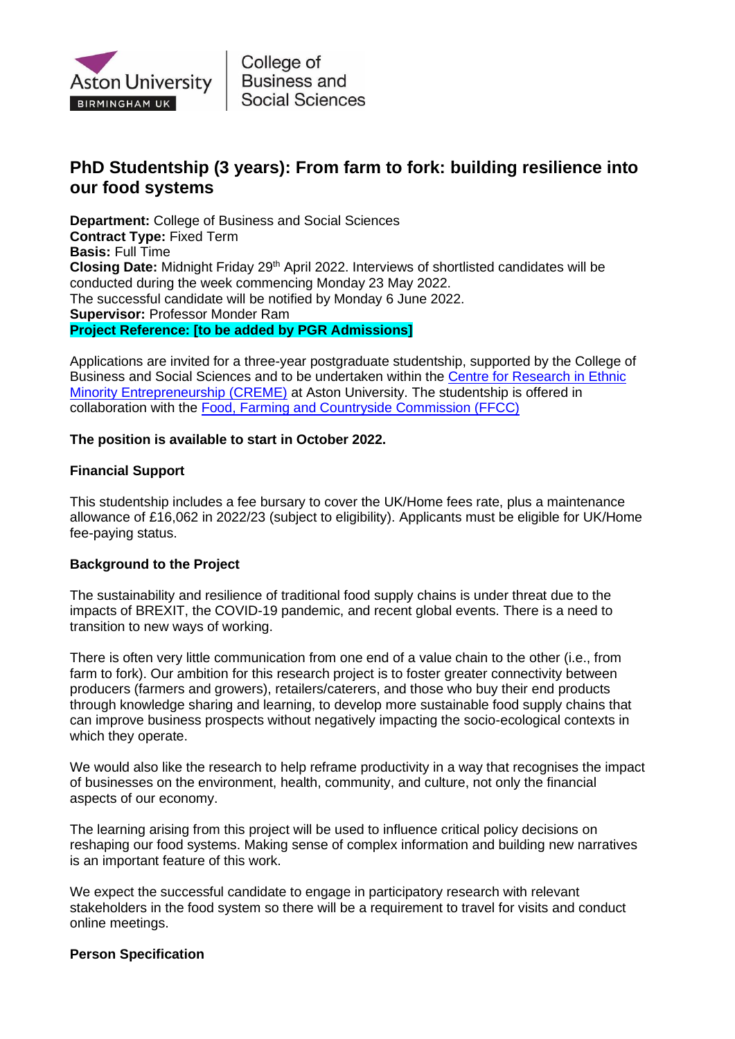Aston University BIRMINGHAM UK | College of Business and Social Sciences

# PhD Studentship (3 years): From farm to fork: building resilience into our food systems

**Department:** College of Business and Social Sciences
**Contract Type:** Fixed Term
**Basis:** Full Time
**Closing Date:** Midnight Friday 29th April 2022. Interviews of shortlisted candidates will be conducted during the week commencing Monday 23 May 2022.
The successful candidate will be notified by Monday 6 June 2022.
**Supervisor:** Professor Monder Ram
**Project Reference: [to be added by PGR Admissions]**

Applications are invited for a three-year postgraduate studentship, supported by the College of Business and Social Sciences and to be undertaken within the Centre for Research in Ethnic Minority Entrepreneurship (CREME) at Aston University. The studentship is offered in collaboration with the Food, Farming and Countryside Commission (FFCC)

**The position is available to start in October 2022.**

**Financial Support**

This studentship includes a fee bursary to cover the UK/Home fees rate, plus a maintenance allowance of £16,062 in 2022/23 (subject to eligibility). Applicants must be eligible for UK/Home fee-paying status.

**Background to the Project**

The sustainability and resilience of traditional food supply chains is under threat due to the impacts of BREXIT, the COVID-19 pandemic, and recent global events. There is a need to transition to new ways of working.

There is often very little communication from one end of a value chain to the other (i.e., from farm to fork). Our ambition for this research project is to foster greater connectivity between producers (farmers and growers), retailers/caterers, and those who buy their end products through knowledge sharing and learning, to develop more sustainable food supply chains that can improve business prospects without negatively impacting the socio-ecological contexts in which they operate.

We would also like the research to help reframe productivity in a way that recognises the impact of businesses on the environment, health, community, and culture, not only the financial aspects of our economy.

The learning arising from this project will be used to influence critical policy decisions on reshaping our food systems. Making sense of complex information and building new narratives is an important feature of this work.

We expect the successful candidate to engage in participatory research with relevant stakeholders in the food system so there will be a requirement to travel for visits and conduct online meetings.

**Person Specification**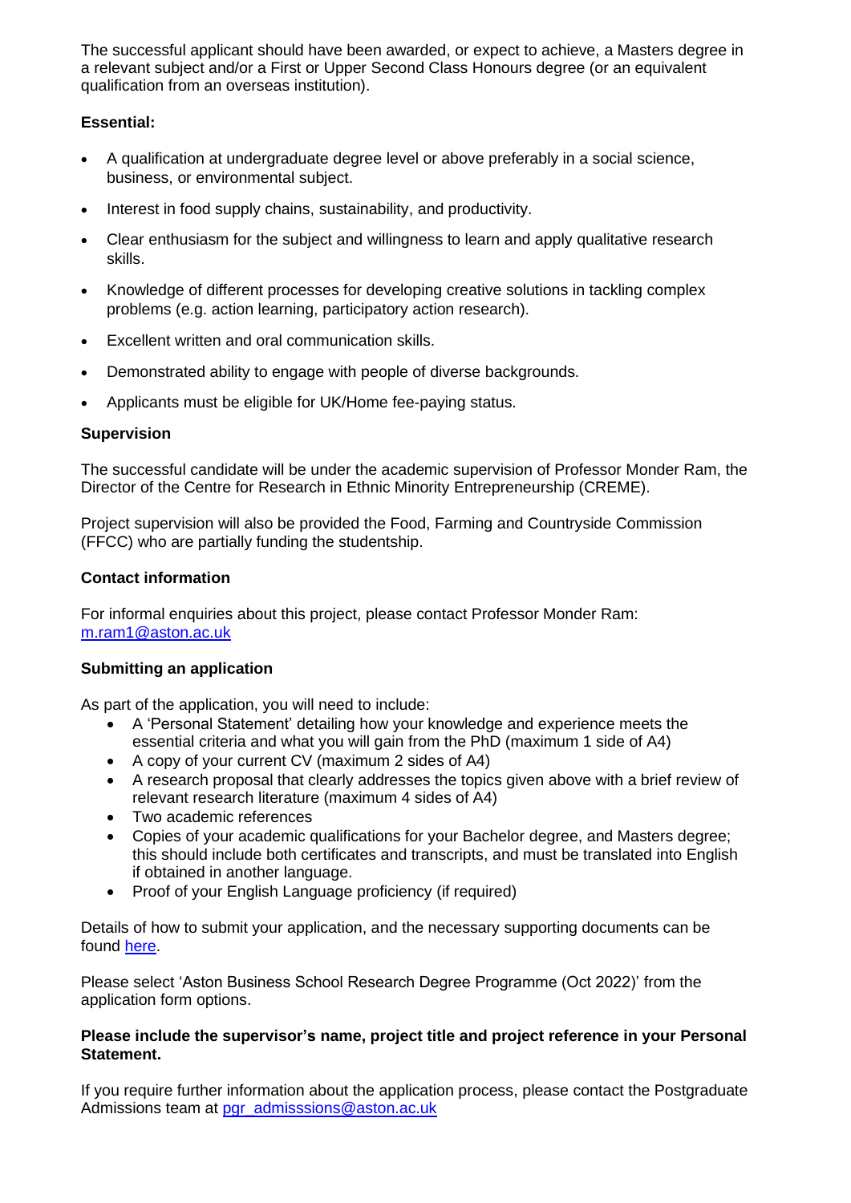The successful applicant should have been awarded, or expect to achieve, a Masters degree in a relevant subject and/or a First or Upper Second Class Honours degree (or an equivalent qualification from an overseas institution).

**Essential:**

- A qualification at undergraduate degree level or above preferably in a social science, business, or environmental subject.
- Interest in food supply chains, sustainability, and productivity.
- Clear enthusiasm for the subject and willingness to learn and apply qualitative research skills.
- Knowledge of different processes for developing creative solutions in tackling complex problems (e.g. action learning, participatory action research).
- Excellent written and oral communication skills.
- Demonstrated ability to engage with people of diverse backgrounds.
- Applicants must be eligible for UK/Home fee-paying status.

**Supervision**

The successful candidate will be under the academic supervision of Professor Monder Ram, the Director of the Centre for Research in Ethnic Minority Entrepreneurship (CREME).

Project supervision will also be provided the Food, Farming and Countryside Commission (FFCC) who are partially funding the studentship.

**Contact information**

For informal enquiries about this project, please contact Professor Monder Ram: [m.ram1@aston.ac.uk](mailto:m.ram1@aston.ac.uk)

**Submitting an application**

As part of the application, you will need to include:

- A 'Personal Statement' detailing how your knowledge and experience meets the essential criteria and what you will gain from the PhD (maximum 1 side of A4)
- A copy of your current CV (maximum 2 sides of A4)
- A research proposal that clearly addresses the topics given above with a brief review of relevant research literature (maximum 4 sides of A4)
- Two academic references
- Copies of your academic qualifications for your Bachelor degree, and Masters degree; this should include both certificates and transcripts, and must be translated into English if obtained in another language.
- Proof of your English Language proficiency (if required)

Details of how to submit your application, and the necessary supporting documents can be found here.

Please select 'Aston Business School Research Degree Programme (Oct 2022)' from the application form options.

**Please include the supervisor's name, project title and project reference in your Personal Statement.**

If you require further information about the application process, please contact the Postgraduate Admissions team at [pgr_admisssions@aston.ac.uk](mailto:pgr_admisssions@aston.ac.uk)